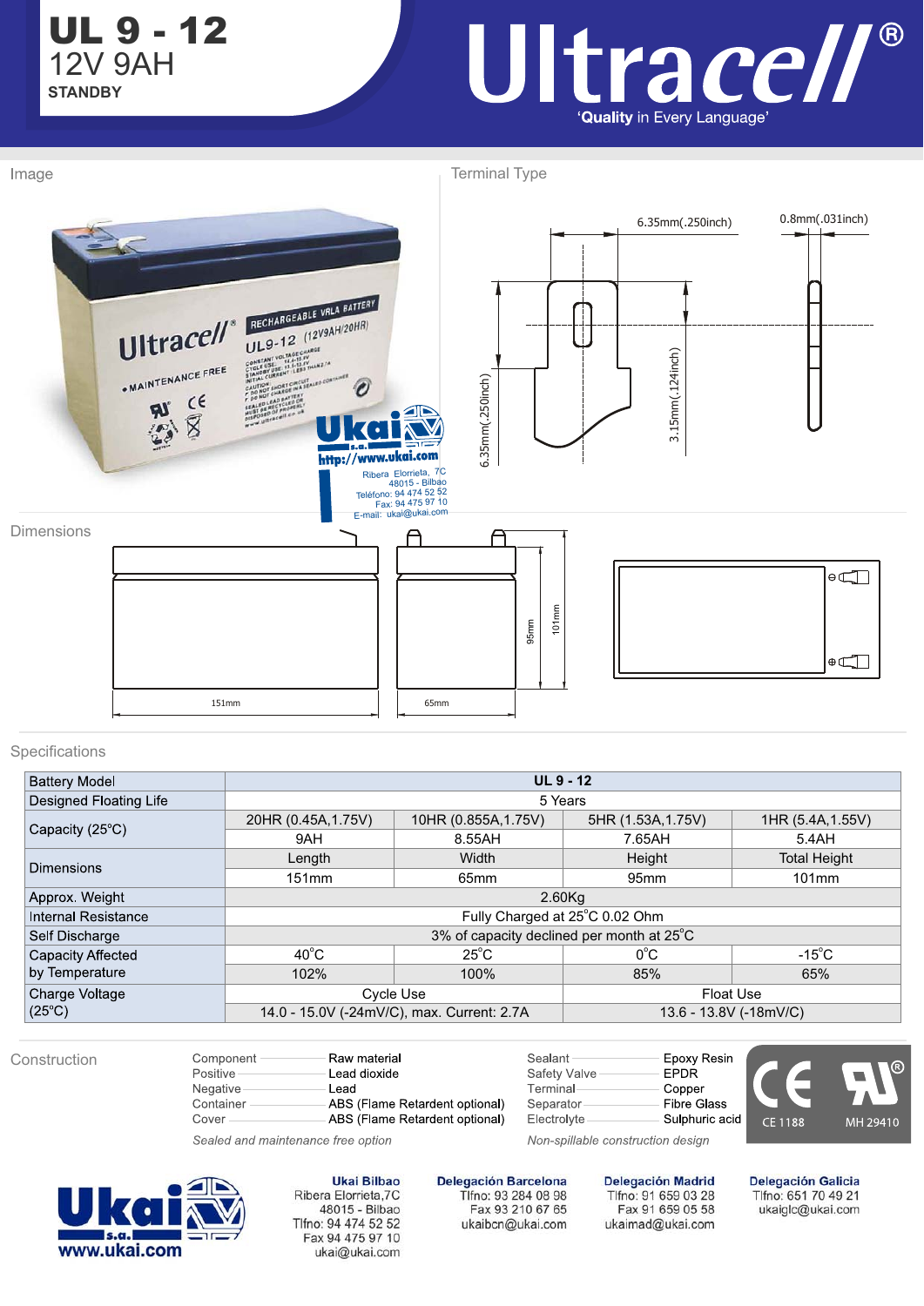# UL 9 - 12

12V 9AH

STANDBY

# Ultracell®

'**Quality** in Every Language'

## Image

## Terminal Type

6.35mm(.250inch) 0.8mm(.031inch) 6.35mm(.250inch) 3.15mm(.124inch)

## Dimensions

151mm 65mm 95mm 101mm

## Specifications

| Battery Model | UL 9 - 12 | | | |
|---|---|---|---|---|
| Designed Floating Life | 5 Years | | | |
| Capacity (25°C) | 20HR (0.45A,1.75V) | 10HR (0.855A,1.75V) | 5HR (1.53A,1.75V) | 1HR (5.4A,1.55V) |
| | 9AH | 8.55AH | 7.65AH | 5.4AH |
| Dimensions | Length | Width | Height | Total Height |
| | 151mm | 65mm | 95mm | 101mm |
| Approx. Weight | 2.60Kg | | | |
| Internal Resistance | Fully Charged at 25°C 0.02 Ohm | | | |
| Self Discharge | 3% of capacity declined per month at 25°C | | | |
| Capacity Affected by Temperature | 40°C | 25°C | 0°C | -15°C |
| | 102% | 100% | 85% | 65% |
| Charge Voltage (25°C) | Cycle Use | | Float Use | |
| | 14.0 - 15.0V (-24mV/C), max. Current: 2.7A | | 13.6 - 13.8V (-18mV/C) | |

## Construction

| Component | Raw material |
|---|---|
| Positive | Lead dioxide |
| Negative | Lead |
| Container | ABS (Flame Retardent optional) |
| Cover | ABS (Flame Retardent optional) |
| Sealant | Epoxy Resin |
| Safety Valve | EPDR |
| Terminal | Copper |
| Separator | Fibre Glass |
| Electrolyte | Sulphuric acid |

*Sealed and maintenance free option*

*Non-spillable construction design*

CE 1188 MH 29410

**Ukai s.a.** www.ukai.com

**Ukai Bilbao**
Ribera Elorrieta,7C
48015 - Bilbao
Tlfno: 94 474 52 52
Fax 94 475 97 10
ukai@ukai.com

**Delegación Barcelona**
Tlfno: 93 284 08 98
Fax 93 210 67 65
ukaibcn@ukai.com

**Delegación Madrid**
Tlfno: 91 659 03 28
Fax 91 659 05 58
ukaimad@ukai.com

**Delegación Galicia**
Tlfno: 651 70 49 21
ukaiglc@ukai.com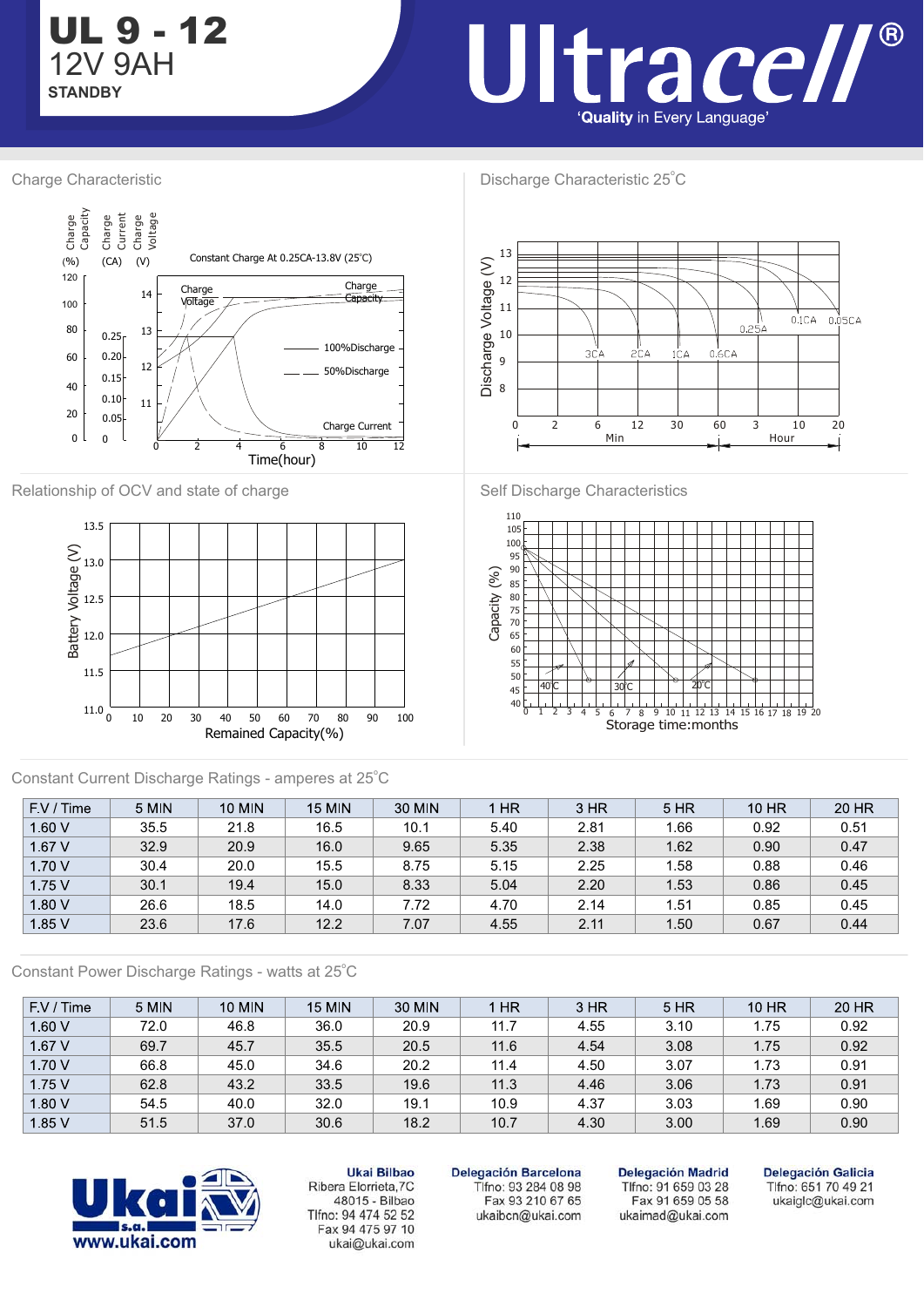# UL 9 - 12

12V 9AH

**STANDBY**

Ultracell®

'**Quality** in Every Language'

## Charge Characteristic

Charge Capacity (%)
Charge Current (CA)
Charge Voltage (V)

Constant Charge At 0.25CA-13.8V (25°C)

120
100
80
60
40
20
0

0.25
0.20
0.15
0.10
0.05
0

14
13
12
11

Charge Voltage

Charge Capacity

100%Discharge

50%Discharge

Charge Current

0 2 4 6 8 10 12

Time(hour)

## Discharge Characteristic 25°C

Discharge Voltage (V)

13
12
11
10
9
8

3CA 2CA 1CA 0.6CA 0.25A 0.1CA 0.05CA

0 2 6 12 30 60 3 10 20

Min Hour

## Relationship of OCV and state of charge

Battery Voltage (V)

13.5
13.0
12.5
12.0
11.5
11.0

0 10 20 30 40 50 60 70 80 90 100

Remained Capacity(%)

## Self Discharge Characteristics

Capacity (%)

110
105
100
95
90
85
80
75
70
65
60
55
50
45
40

40°C 30°C 20°C

0 1 2 3 4 5 6 7 8 9 10 11 12 13 14 15 16 17 18 19 20

Storage time:months

## Constant Current Discharge Ratings - amperes at 25°C

| F.V / Time | 5 MIN | 10 MIN | 15 MIN | 30 MIN | 1 HR | 3 HR | 5 HR | 10 HR | 20 HR |
|---|---|---|---|---|---|---|---|---|---|
| 1.60 V | 35.5 | 21.8 | 16.5 | 10.1 | 5.40 | 2.81 | 1.66 | 0.92 | 0.51 |
| 1.67 V | 32.9 | 20.9 | 16.0 | 9.65 | 5.35 | 2.38 | 1.62 | 0.90 | 0.47 |
| 1.70 V | 30.4 | 20.0 | 15.5 | 8.75 | 5.15 | 2.25 | 1.58 | 0.88 | 0.46 |
| 1.75 V | 30.1 | 19.4 | 15.0 | 8.33 | 5.04 | 2.20 | 1.53 | 0.86 | 0.45 |
| 1.80 V | 26.6 | 18.5 | 14.0 | 7.72 | 4.70 | 2.14 | 1.51 | 0.85 | 0.45 |
| 1.85 V | 23.6 | 17.6 | 12.2 | 7.07 | 4.55 | 2.11 | 1.50 | 0.67 | 0.44 |

## Constant Power Discharge Ratings - watts at 25°C

| F.V / Time | 5 MIN | 10 MIN | 15 MIN | 30 MIN | 1 HR | 3 HR | 5 HR | 10 HR | 20 HR |
|---|---|---|---|---|---|---|---|---|---|
| 1.60 V | 72.0 | 46.8 | 36.0 | 20.9 | 11.7 | 4.55 | 3.10 | 1.75 | 0.92 |
| 1.67 V | 69.7 | 45.7 | 35.5 | 20.5 | 11.6 | 4.54 | 3.08 | 1.75 | 0.92 |
| 1.70 V | 66.8 | 45.0 | 34.6 | 20.2 | 11.4 | 4.50 | 3.07 | 1.73 | 0.91 |
| 1.75 V | 62.8 | 43.2 | 33.5 | 19.6 | 11.3 | 4.46 | 3.06 | 1.73 | 0.91 |
| 1.80 V | 54.5 | 40.0 | 32.0 | 19.1 | 10.9 | 4.37 | 3.03 | 1.69 | 0.90 |
| 1.85 V | 51.5 | 37.0 | 30.6 | 18.2 | 10.7 | 4.30 | 3.00 | 1.69 | 0.90 |

Ukai s.a.
www.ukai.com

**Ukai Bilbao**
Ribera Elorrieta,7C
48015 - Bilbao
Tlfno: 94 474 52 52
Fax 94 475 97 10
ukai@ukai.com

**Delegación Barcelona**
Tlfno: 93 284 08 98
Fax 93 210 67 65
ukaibcn@ukai.com

**Delegación Madrid**
Tlfno: 91 659 03 28
Fax 91 659 05 58
ukaimad@ukai.com

**Delegación Galicia**
Tlfno: 651 70 49 21
ukaiglc@ukai.com